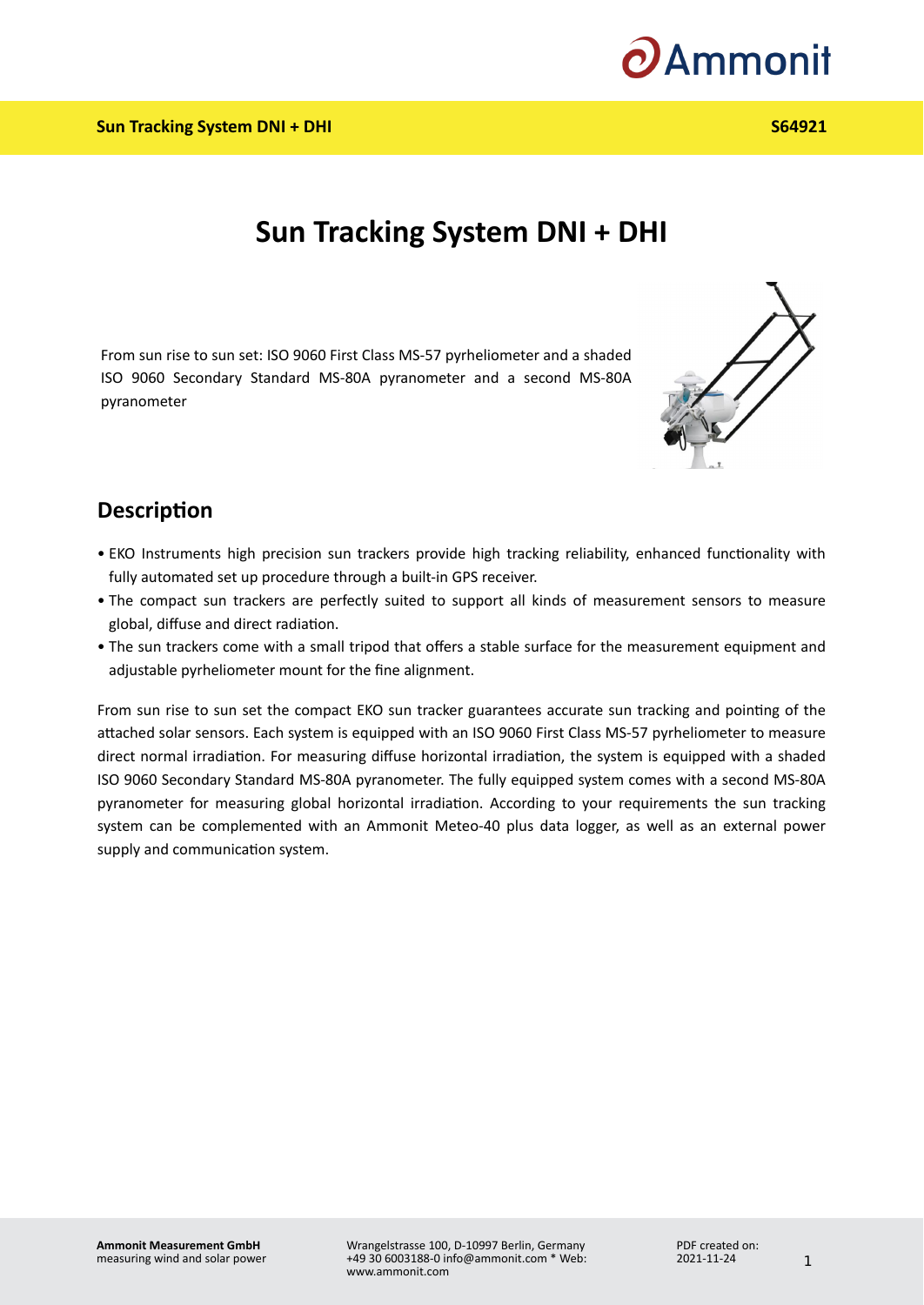# Sun Tracking System DNI + DHI

From sun rise to sun set: ISO 9060 First Class MS-57 pyrheliometer and a shaded ISO 9060 Secondary Standard MS-80A pyranometer and a second MS-80A pyranometer

## Description

- EKO Instruments high precision sun trackers provide high tracking reliability, enhanced functionality with fully automated set up procedure through a built-in GPS receiver.
- The compact sun trackers are perfectly suited to support all kinds of measurement sensors to measure global, diffuse and direct radiation.
- The sun trackers come with a small tripod that offers a stable surface for the measurement equipment and adjustable pyrheliometer mount for the fine alignment.

From sun rise to sun set the compact EKO sun tracker guarantees accurate sun tracking and pointing of the attached solar sensors. Each system is equipped with an ISO 9060 First Class MS-57 pyrheliometer to measure direct normal irradiation. For measuring diffuse horizontal irradiation, the system is equipped with a shaded ISO 9060 Secondary Standard MS-80A pyranometer. The fully equipped system comes with a second MS-80A pyranometer for measuring global horizontal irradiation. According to your requirements the sun tracking system can be complemented with an Ammonit Meteo-40 plus data logger, as well as an external power supply and communication system.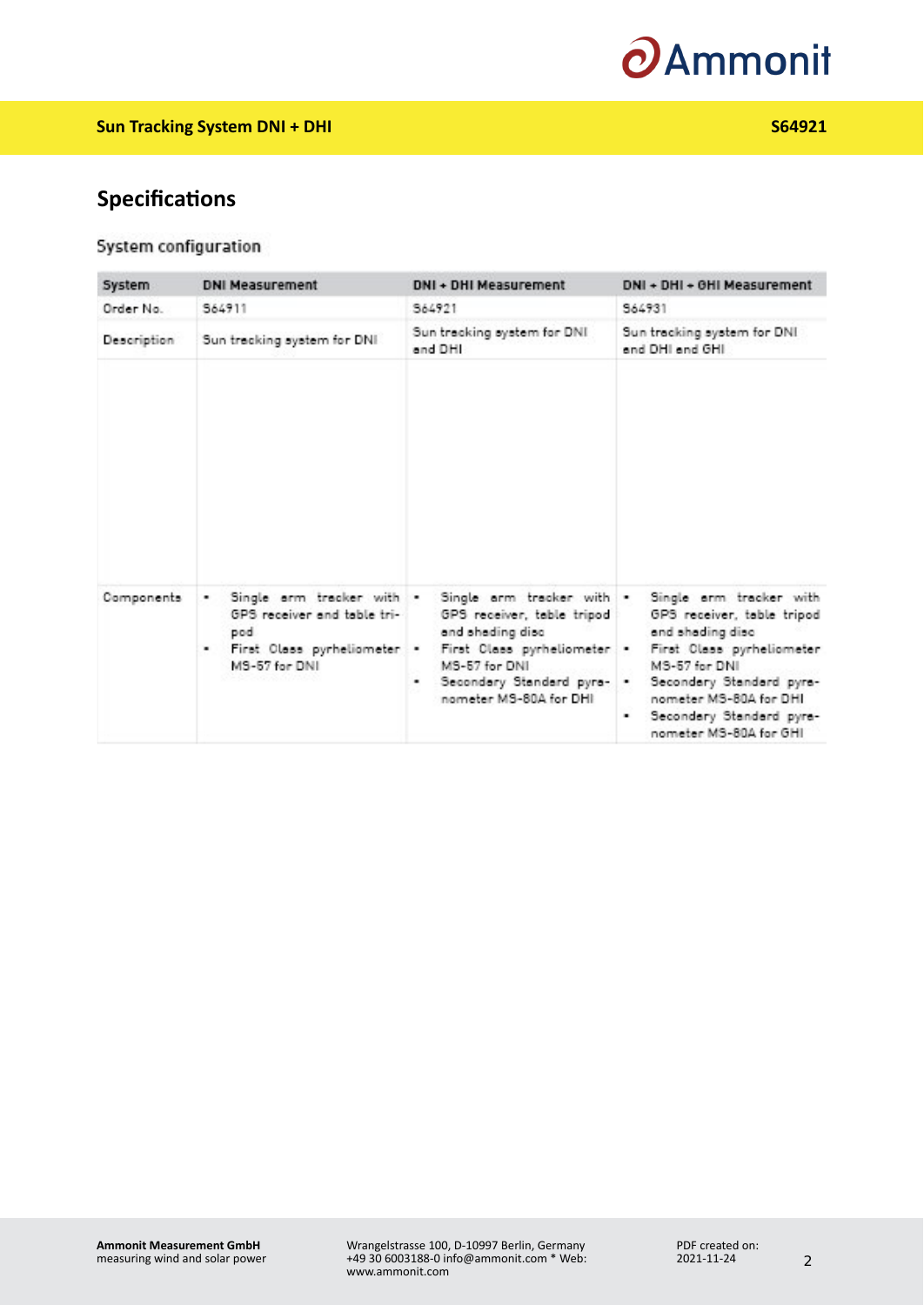## Specifications

### System configuration

| System | DNI Measurement | DNI + DHI Measurement | DNI + DHI + GHI Measurement |
|---|---|---|---|
| Order No. | S64911 | S64921 | S64931 |
| Description | Sun tracking system for DNI | Sun tracking system for DNI and DHI | Sun tracking system for DNI and DHI and GHI |
| | | | |
| Components | • Single arm tracker with GPS receiver and table tripod<br>• First Class pyrheliometer MS-57 for DNI | • Single arm tracker with GPS receiver, table tripod and shading disc<br>• First Class pyrheliometer MS-57 for DNI<br>• Secondary Standard pyranometer MS-80A for DHI | • Single arm tracker with GPS receiver, table tripod and shading disc<br>• First Class pyrheliometer MS-57 for DNI<br>• Secondary Standard pyranometer MS-80A for DHI<br>• Secondary Standard pyranometer MS-80A for GHI |